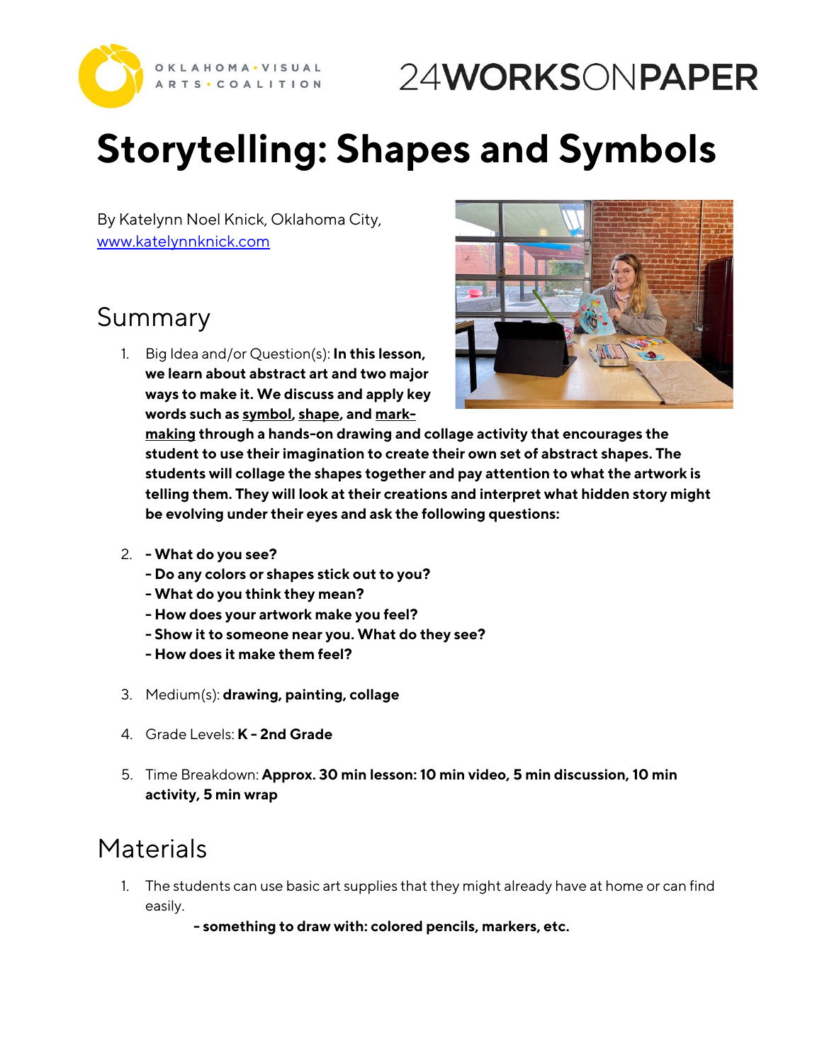OKLAHOMA • VISUAL ARTS • COALITION

24WORKSONPAPER

# Storytelling: Shapes and Symbols

By Katelynn Noel Knick, Oklahoma City, [www.katelynnknick.com](http://www.katelynnknick.com)

## Summary

1. Big Idea and/or Question(s): **In this lesson, we learn about abstract art and two major ways to make it. We discuss and apply key words such as symbol, shape, and mark-making through a hands-on drawing and collage activity that encourages the student to use their imagination to create their own set of abstract shapes. The students will collage the shapes together and pay attention to what the artwork is telling them. They will look at their creations and interpret what hidden story might be evolving under their eyes and ask the following questions:**

2. **- What do you see?**
   **- Do any colors or shapes stick out to you?**
   **- What do you think they mean?**
   **- How does your artwork make you feel?**
   **- Show it to someone near you. What do they see?**
   **- How does it make them feel?**

3. Medium(s): **drawing, painting, collage**

4. Grade Levels: **K - 2nd Grade**

5. Time Breakdown: **Approx. 30 min lesson: 10 min video, 5 min discussion, 10 min activity, 5 min wrap**

## Materials

1. The students can use basic art supplies that they might already have at home or can find easily.

   **- something to draw with: colored pencils, markers, etc.**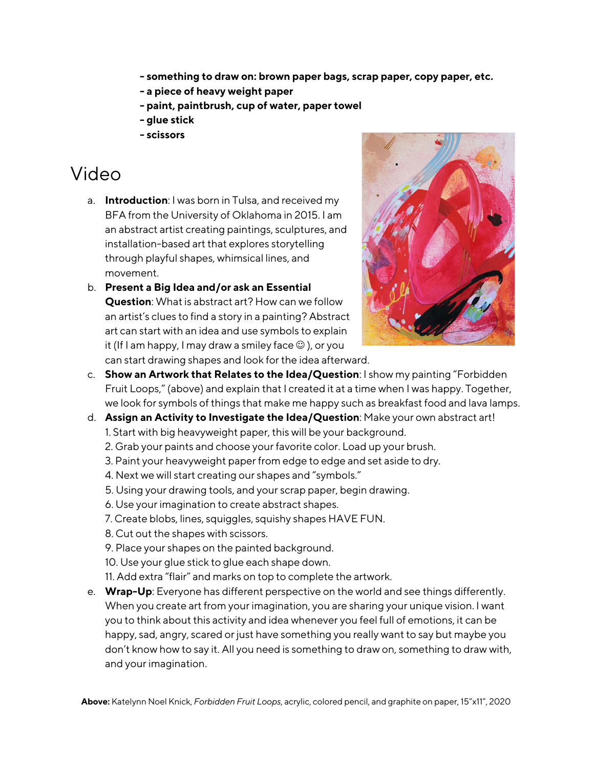**- something to draw on: brown paper bags, scrap paper, copy paper, etc.**
**- a piece of heavy weight paper**
**- paint, paintbrush, cup of water, paper towel**
**- glue stick**
**- scissors**

# Video

a. **Introduction**: I was born in Tulsa, and received my BFA from the University of Oklahoma in 2015. I am an abstract artist creating paintings, sculptures, and installation-based art that explores storytelling through playful shapes, whimsical lines, and movement.

b. **Present a Big Idea and/or ask an Essential Question**: What is abstract art? How can we follow an artist's clues to find a story in a painting? Abstract art can start with an idea and use symbols to explain it (If I am happy, I may draw a smiley face ☺ ), or you can start drawing shapes and look for the idea afterward.

c. **Show an Artwork that Relates to the Idea/Question**: I show my painting "Forbidden Fruit Loops," (above) and explain that I created it at a time when I was happy. Together, we look for symbols of things that make me happy such as breakfast food and lava lamps.

d. **Assign an Activity to Investigate the Idea/Question**: Make your own abstract art!
   1. Start with big heavyweight paper, this will be your background.
   2. Grab your paints and choose your favorite color. Load up your brush.
   3. Paint your heavyweight paper from edge to edge and set aside to dry.
   4. Next we will start creating our shapes and "symbols."
   5. Using your drawing tools, and your scrap paper, begin drawing.
   6. Use your imagination to create abstract shapes.
   7. Create blobs, lines, squiggles, squishy shapes HAVE FUN.
   8. Cut out the shapes with scissors.
   9. Place your shapes on the painted background.
   10. Use your glue stick to glue each shape down.
   11. Add extra "flair" and marks on top to complete the artwork.

e. **Wrap-Up**: Everyone has different perspective on the world and see things differently. When you create art from your imagination, you are sharing your unique vision. I want you to think about this activity and idea whenever you feel full of emotions, it can be happy, sad, angry, scared or just have something you really want to say but maybe you don't know how to say it. All you need is something to draw on, something to draw with, and your imagination.

**Above:** Katelynn Noel Knick, *Forbidden Fruit Loops*, acrylic, colored pencil, and graphite on paper, 15"x11", 2020